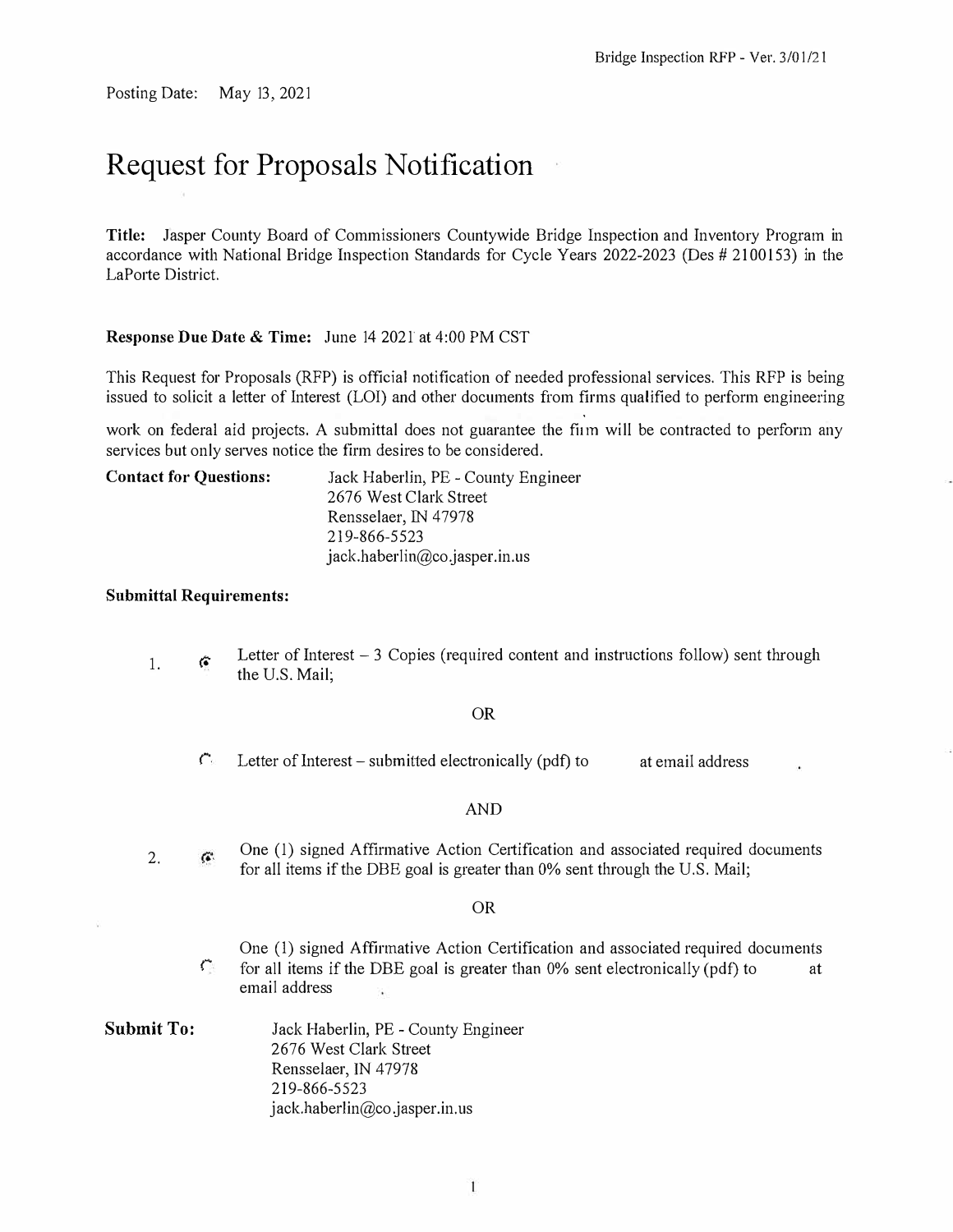Posting Date: May 13, 2021

# Request for Proposals Notification

**Title:** Jasper County Board of Commissioners Countywide Bridge Inspection and Inventory Program in accordance with National Bridge Inspection Standards for Cycle Years 2022-2023 (Des # 2100153) in the LaPorte District.

**Response Due Date & Time:** June 14 2021 at 4:00 PM CST

This Request for Proposals (RFP) is official notification of needed professional services. This RFP is being issued to solicit a letter of Interest (LOI) and other documents from firms qualified to perform engineering work on federal aid projects. A submittal does not guarantee the firm will be contracted to perform any services but only serves notice the firm desires to be considered.

**Contact for Questions:**
Jack Haberlin, PE - County Engineer
2676 West Clark Street
Rensselaer, IN 47978
219-866-5523
jack.haberlin@co.jasper.in.us

**Submittal Requirements:**

1. (●) Letter of Interest – 3 Copies (required content and instructions follow) sent through the U.S. Mail;

   OR

   ( ) Letter of Interest – submitted electronically (pdf) to at email address .

   AND

2. (●) One (1) signed Affirmative Action Certification and associated required documents for all items if the DBE goal is greater than 0% sent through the U.S. Mail;

   OR

   ( ) One (1) signed Affirmative Action Certification and associated required documents for all items if the DBE goal is greater than 0% sent electronically (pdf) to at email address .

**Submit To:**
Jack Haberlin, PE - County Engineer
2676 West Clark Street
Rensselaer, IN 47978
219-866-5523
jack.haberlin@co.jasper.in.us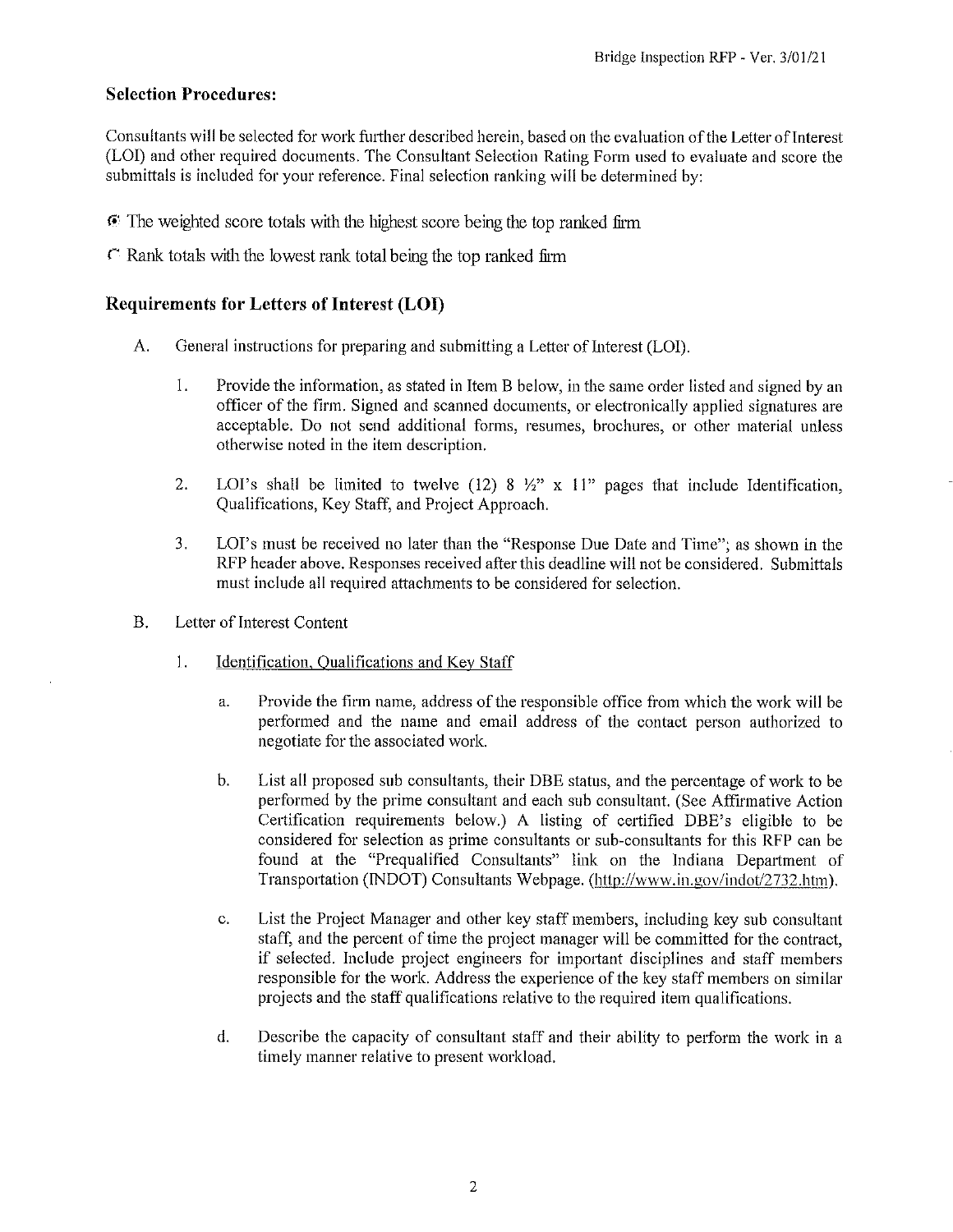## Selection Procedures:

Consultants will be selected for work further described herein, based on the evaluation of the Letter of Interest (LOI) and other required documents. The Consultant Selection Rating Form used to evaluate and score the submittals is included for your reference. Final selection ranking will be determined by:

◉ The weighted score totals with the highest score being the top ranked firm

○ Rank totals with the lowest rank total being the top ranked firm

## Requirements for Letters of Interest (LOI)

A. General instructions for preparing and submitting a Letter of Interest (LOI).

   1. Provide the information, as stated in Item B below, in the same order listed and signed by an officer of the firm. Signed and scanned documents, or electronically applied signatures are acceptable. Do not send additional forms, resumes, brochures, or other material unless otherwise noted in the item description.

   2. LOI's shall be limited to twelve (12) 8 ½" x 11" pages that include Identification, Qualifications, Key Staff, and Project Approach.

   3. LOI's must be received no later than the "Response Due Date and Time"; as shown in the RFP header above. Responses received after this deadline will not be considered. Submittals must include all required attachments to be considered for selection.

B. Letter of Interest Content

   1. Identification, Qualifications and Key Staff

      a. Provide the firm name, address of the responsible office from which the work will be performed and the name and email address of the contact person authorized to negotiate for the associated work.

      b. List all proposed sub consultants, their DBE status, and the percentage of work to be performed by the prime consultant and each sub consultant. (See Affirmative Action Certification requirements below.) A listing of certified DBE's eligible to be considered for selection as prime consultants or sub-consultants for this RFP can be found at the "Prequalified Consultants" link on the Indiana Department of Transportation (INDOT) Consultants Webpage. (http://www.in.gov/indot/2732.htm).

      c. List the Project Manager and other key staff members, including key sub consultant staff, and the percent of time the project manager will be committed for the contract, if selected. Include project engineers for important disciplines and staff members responsible for the work. Address the experience of the key staff members on similar projects and the staff qualifications relative to the required item qualifications.

      d. Describe the capacity of consultant staff and their ability to perform the work in a timely manner relative to present workload.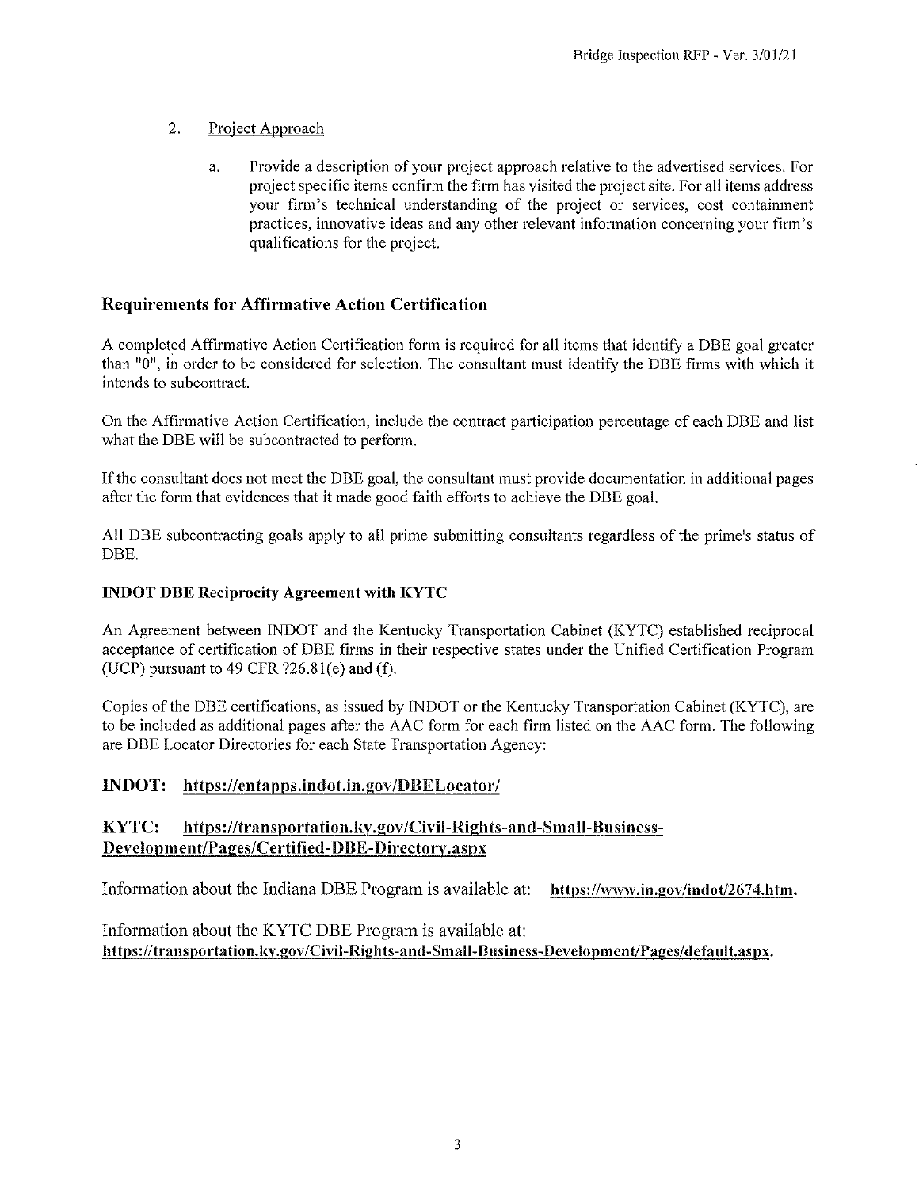2. Project Approach

    a. Provide a description of your project approach relative to the advertised services. For project specific items confirm the firm has visited the project site. For all items address your firm's technical understanding of the project or services, cost containment practices, innovative ideas and any other relevant information concerning your firm's qualifications for the project.

## Requirements for Affirmative Action Certification

A completed Affirmative Action Certification form is required for all items that identify a DBE goal greater than "0", in order to be considered for selection. The consultant must identify the DBE firms with which it intends to subcontract.

On the Affirmative Action Certification, include the contract participation percentage of each DBE and list what the DBE will be subcontracted to perform.

If the consultant does not meet the DBE goal, the consultant must provide documentation in additional pages after the form that evidences that it made good faith efforts to achieve the DBE goal.

All DBE subcontracting goals apply to all prime submitting consultants regardless of the prime's status of DBE.

### INDOT DBE Reciprocity Agreement with KYTC

An Agreement between INDOT and the Kentucky Transportation Cabinet (KYTC) established reciprocal acceptance of certification of DBE firms in their respective states under the Unified Certification Program (UCP) pursuant to 49 CFR ?26.81(e) and (f).

Copies of the DBE certifications, as issued by INDOT or the Kentucky Transportation Cabinet (KYTC), are to be included as additional pages after the AAC form for each firm listed on the AAC form. The following are DBE Locator Directories for each State Transportation Agency:

**INDOT: https://entapps.indot.in.gov/DBELocator/**

**KYTC: https://transportation.ky.gov/Civil-Rights-and-Small-Business-Development/Pages/Certified-DBE-Directory.aspx**

Information about the Indiana DBE Program is available at: **https://www.in.gov/indot/2674.htm.**

Information about the KYTC DBE Program is available at:
**https://transportation.ky.gov/Civil-Rights-and-Small-Business-Development/Pages/default.aspx.**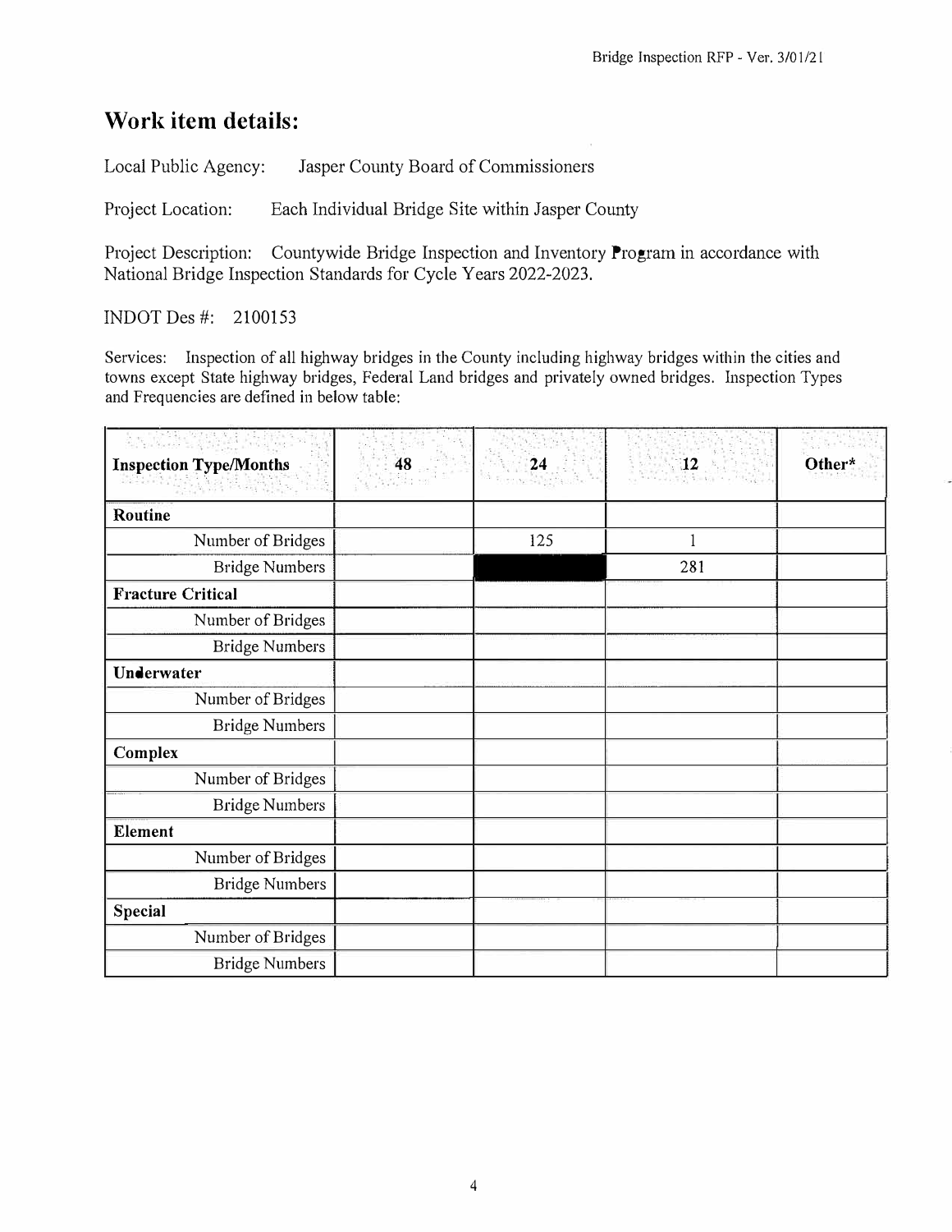## Work item details:

Local Public Agency: Jasper County Board of Commissioners

Project Location: Each Individual Bridge Site within Jasper County

Project Description: Countywide Bridge Inspection and Inventory Program in accordance with National Bridge Inspection Standards for Cycle Years 2022-2023.

INDOT Des #: 2100153

Services: Inspection of all highway bridges in the County including highway bridges within the cities and towns except State highway bridges, Federal Land bridges and privately owned bridges. Inspection Types and Frequencies are defined in below table:

| Inspection Type/Months | 48 | 24 | 12 | Other* |
|---|---|---|---|---|
| **Routine** | | | | |
| Number of Bridges | | 125 | 1 | |
| Bridge Numbers | | | 281 | |
| **Fracture Critical** | | | | |
| Number of Bridges | | | | |
| Bridge Numbers | | | | |
| **Underwater** | | | | |
| Number of Bridges | | | | |
| Bridge Numbers | | | | |
| **Complex** | | | | |
| Number of Bridges | | | | |
| Bridge Numbers | | | | |
| **Element** | | | | |
| Number of Bridges | | | | |
| Bridge Numbers | | | | |
| **Special** | | | | |
| Number of Bridges | | | | |
| Bridge Numbers | | | | |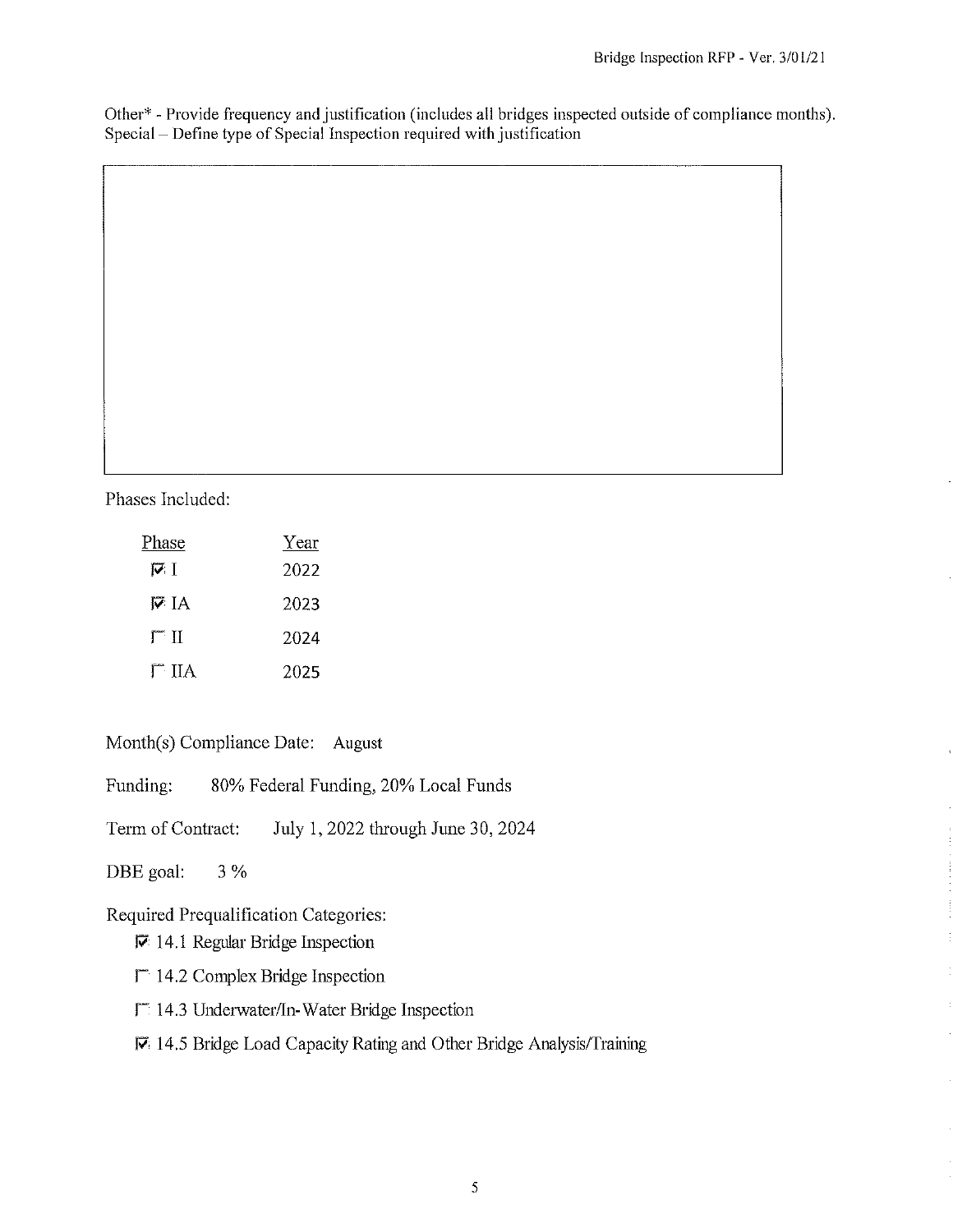Other* - Provide frequency and justification (includes all bridges inspected outside of compliance months).
Special – Define type of Special Inspection required with justification

Phases Included:

| Phase | Year |
|---|---|
| ☑ I | 2022 |
| ☑ IA | 2023 |
| ☐ II | 2024 |
| ☐ IIA | 2025 |

Month(s) Compliance Date: August

Funding: 80% Federal Funding, 20% Local Funds

Term of Contract: July 1, 2022 through June 30, 2024

DBE goal: 3 %

Required Prequalification Categories:

- ☑ 14.1 Regular Bridge Inspection
- ☐ 14.2 Complex Bridge Inspection
- ☐ 14.3 Underwater/In-Water Bridge Inspection
- ☑ 14.5 Bridge Load Capacity Rating and Other Bridge Analysis/Training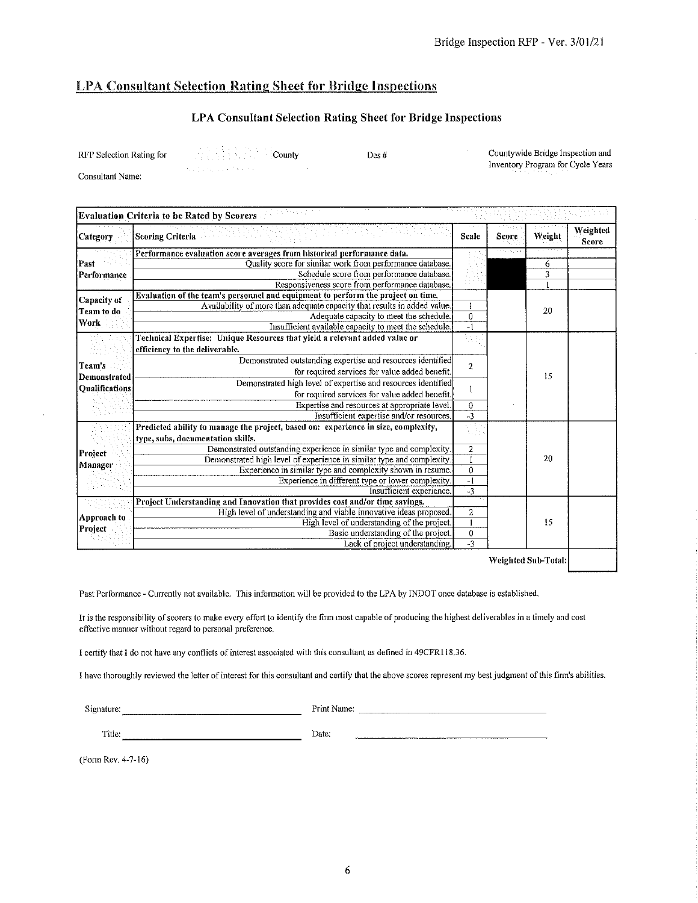## LPA Consultant Selection Rating Sheet for Bridge Inspections

### LPA Consultant Selection Rating Sheet for Bridge Inspections

RFP Selection Rating for County Des # Countywide Bridge Inspection and Inventory Program for Cycle Years

Consultant Name:

| Evaluation Criteria to be Rated by Scorers | | | | | |
|---|---|---|---|---|---|
| Category | Scoring Criteria | Scale | Score | Weight | Weighted Score |
| Past Performance | **Performance evaluation score averages from historical performance data.** | | | | |
| | Quality score for similar work from performance database. | | | 6 | |
| | Schedule score from performance database. | | | 3 | |
| | Responsiveness score from performance database. | | | 1 | |
| Capacity of Team to do Work | **Evaluation of the team's personnel and equipment to perform the project on time.** | | | 20 | |
| | Availability of more than adequate capacity that results in added value. | 1 | | | |
| | Adequate capacity to meet the schedule. | 0 | | | |
| | Insufficient available capacity to meet the schedule. | -1 | | | |
| Team's Demonstrated Qualifications | **Technical Expertise: Unique Resources that yield a relevant added value or efficiency to the deliverable.** | | | 15 | |
| | Demonstrated outstanding expertise and resources identified for required services for value added benefit. | 2 | | | |
| | Demonstrated high level of expertise and resources identified for required services for value added benefit. | 1 | | | |
| | Expertise and resources at appropriate level. | 0 | | | |
| | Insufficient expertise and/or resources. | -3 | | | |
| Project Manager | **Predicted ability to manage the project, based on: experience in size, complexity, type, subs, documentation skills.** | | | 20 | |
| | Demonstrated outstanding experience in similar type and complexity. | 2 | | | |
| | Demonstrated high level of experience in similar type and complexity. | 1 | | | |
| | Experience in similar type and complexity shown in resume. | 0 | | | |
| | Experience in different type or lower complexity. | -1 | | | |
| | Insufficient experience. | -3 | | | |
| Approach to Project | **Project Understanding and Innovation that provides cost and/or time savings.** | | | 15 | |
| | High level of understanding and viable innovative ideas proposed. | 2 | | | |
| | High level of understanding of the project. | 1 | | | |
| | Basic understanding of the project. | 0 | | | |
| | Lack of project understanding. | -3 | | | |
| | | | | **Weighted Sub-Total:** | |

Past Performance - Currently not available. This information will be provided to the LPA by INDOT once database is established.

It is the responsibility of scorers to make every effort to identify the firm most capable of producing the highest deliverables in a timely and cost effective manner without regard to personal preference.

I certify that I do not have any conflicts of interest associated with this consultant as defined in 49CFR118.36.

I have thoroughly reviewed the letter of interest for this consultant and certify that the above scores represent my best judgment of this firm's abilities.

Signature: ______________________ Print Name: ______________________

Title: ______________________ Date: ______________________

(Form Rev. 4-7-16)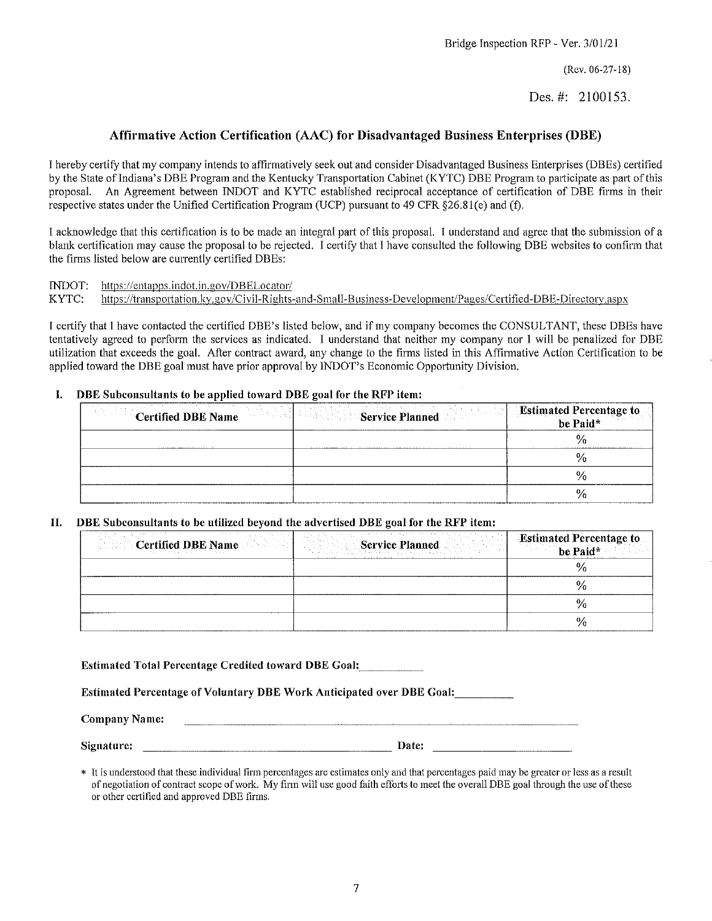Bridge Inspection RFP - Ver. 3/01/21

(Rev. 06-27-18)

Des. #: 2100153.

## Affirmative Action Certification (AAC) for Disadvantaged Business Enterprises (DBE)

I hereby certify that my company intends to affirmatively seek out and consider Disadvantaged Business Enterprises (DBEs) certified by the State of Indiana's DBE Program and the Kentucky Transportation Cabinet (KYTC) DBE Program to participate as part of this proposal. An Agreement between INDOT and KYTC established reciprocal acceptance of certification of DBE firms in their respective states under the Unified Certification Program (UCP) pursuant to 49 CFR §26.81(e) and (f).

I acknowledge that this certification is to be made an integral part of this proposal. I understand and agree that the submission of a blank certification may cause the proposal to be rejected. I certify that I have consulted the following DBE websites to confirm that the firms listed below are currently certified DBEs:

INDOT: https://entapps.indot.in.gov/DBELocator/
KYTC: https://transportation.ky.gov/Civil-Rights-and-Small-Business-Development/Pages/Certified-DBE-Directory.aspx

I certify that I have contacted the certified DBE's listed below, and if my company becomes the CONSULTANT, these DBEs have tentatively agreed to perform the services as indicated. I understand that neither my company nor I will be penalized for DBE utilization that exceeds the goal. After contract award, any change to the firms listed in this Affirmative Action Certification to be applied toward the DBE goal must have prior approval by INDOT's Economic Opportunity Division.

**I. DBE Subconsultants to be applied toward DBE goal for the RFP item:**

| Certified DBE Name | Service Planned | Estimated Percentage to be Paid* |
|---|---|---|
| | | % |
| | | % |
| | | % |
| | | % |

**II. DBE Subconsultants to be utilized beyond the advertised DBE goal for the RFP item:**

| Certified DBE Name | Service Planned | Estimated Percentage to be Paid* |
|---|---|---|
| | | % |
| | | % |
| | | % |
| | | % |

**Estimated Total Percentage Credited toward DBE Goal:**__________

**Estimated Percentage of Voluntary DBE Work Anticipated over DBE Goal:**__________

**Company Name:** ______________________________

**Signature:** ______________________________ **Date:** ______________________

\* It is understood that these individual firm percentages are estimates only and that percentages paid may be greater or less as a result of negotiation of contract scope of work. My firm will use good faith efforts to meet the overall DBE goal through the use of these or other certified and approved DBE firms.